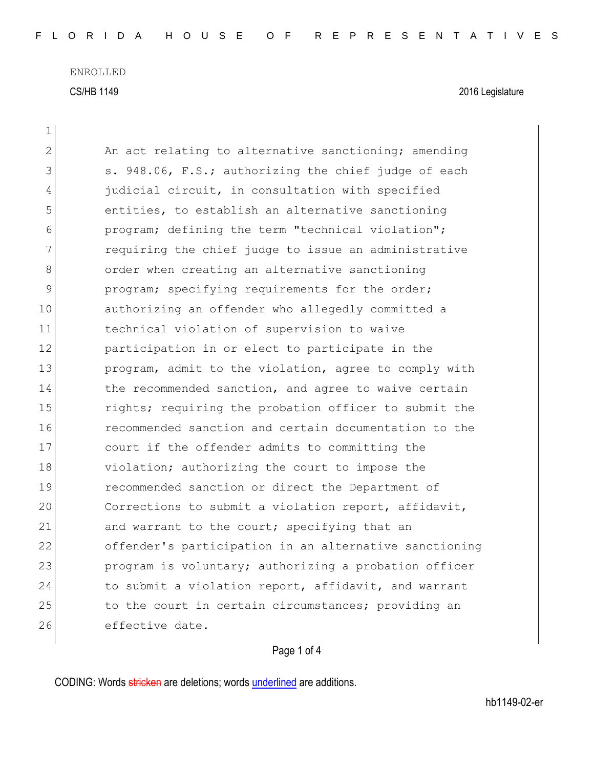ENROLLED

CS/HB 1149 2016 Legislature

An act relating to alternative sanctioning; amending s. 948.06, F.S.; authorizing the chief judge of each judicial circuit, in consultation with specified entities, to establish an alternative sanctioning program; defining the term "technical violation"; requiring the chief judge to issue an administrative order when creating an alternative sanctioning program; specifying requirements for the order; authorizing an offender who allegedly committed a technical violation of supervision to waive participation in or elect to participate in the program, admit to the violation, agree to comply with the recommended sanction, and agree to waive certain rights; requiring the probation officer to submit the recommended sanction and certain documentation to the court if the offender admits to committing the violation; authorizing the court to impose the recommended sanction or direct the Department of Corrections to submit a violation report, affidavit, and warrant to the court; specifying that an offender's participation in an alternative sanctioning program is voluntary; authorizing a probation officer to submit a violation report, affidavit, and warrant to the court in certain circumstances; providing an effective date.

CODING: Words ~~stricken~~ are deletions; words underlined are additions.

hb1149-02-er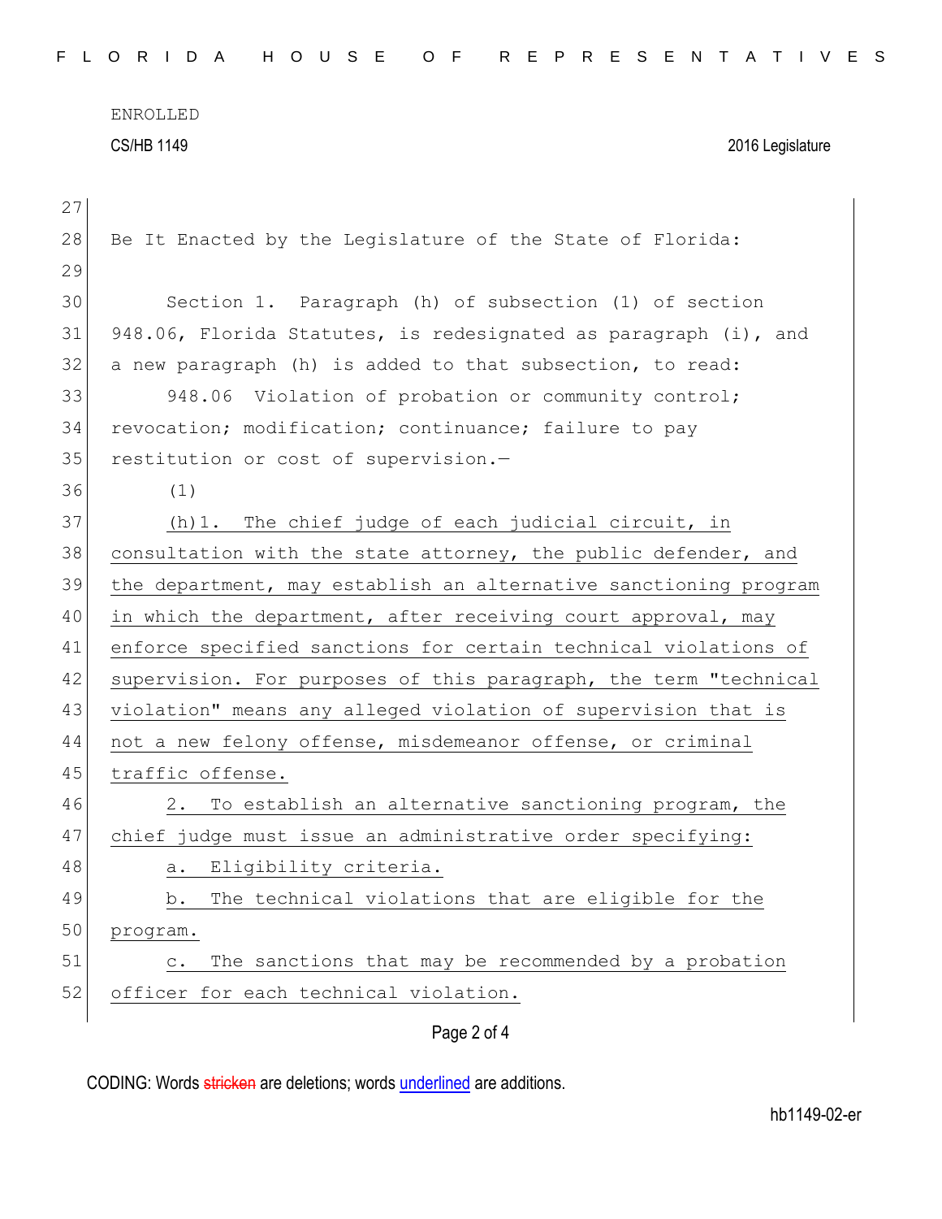Be It Enacted by the Legislature of the State of Florida:

Section 1. Paragraph (h) of subsection (1) of section 948.06, Florida Statutes, is redesignated as paragraph (i), and a new paragraph (h) is added to that subsection, to read:

948.06 Violation of probation or community control; revocation; modification; continuance; failure to pay restitution or cost of supervision.—

(1)

(h)1. The chief judge of each judicial circuit, in consultation with the state attorney, the public defender, and the department, may establish an alternative sanctioning program in which the department, after receiving court approval, may enforce specified sanctions for certain technical violations of supervision. For purposes of this paragraph, the term "technical violation" means any alleged violation of supervision that is not a new felony offense, misdemeanor offense, or criminal traffic offense.

2. To establish an alternative sanctioning program, the chief judge must issue an administrative order specifying:

a. Eligibility criteria.

b. The technical violations that are eligible for the program.

c. The sanctions that may be recommended by a probation officer for each technical violation.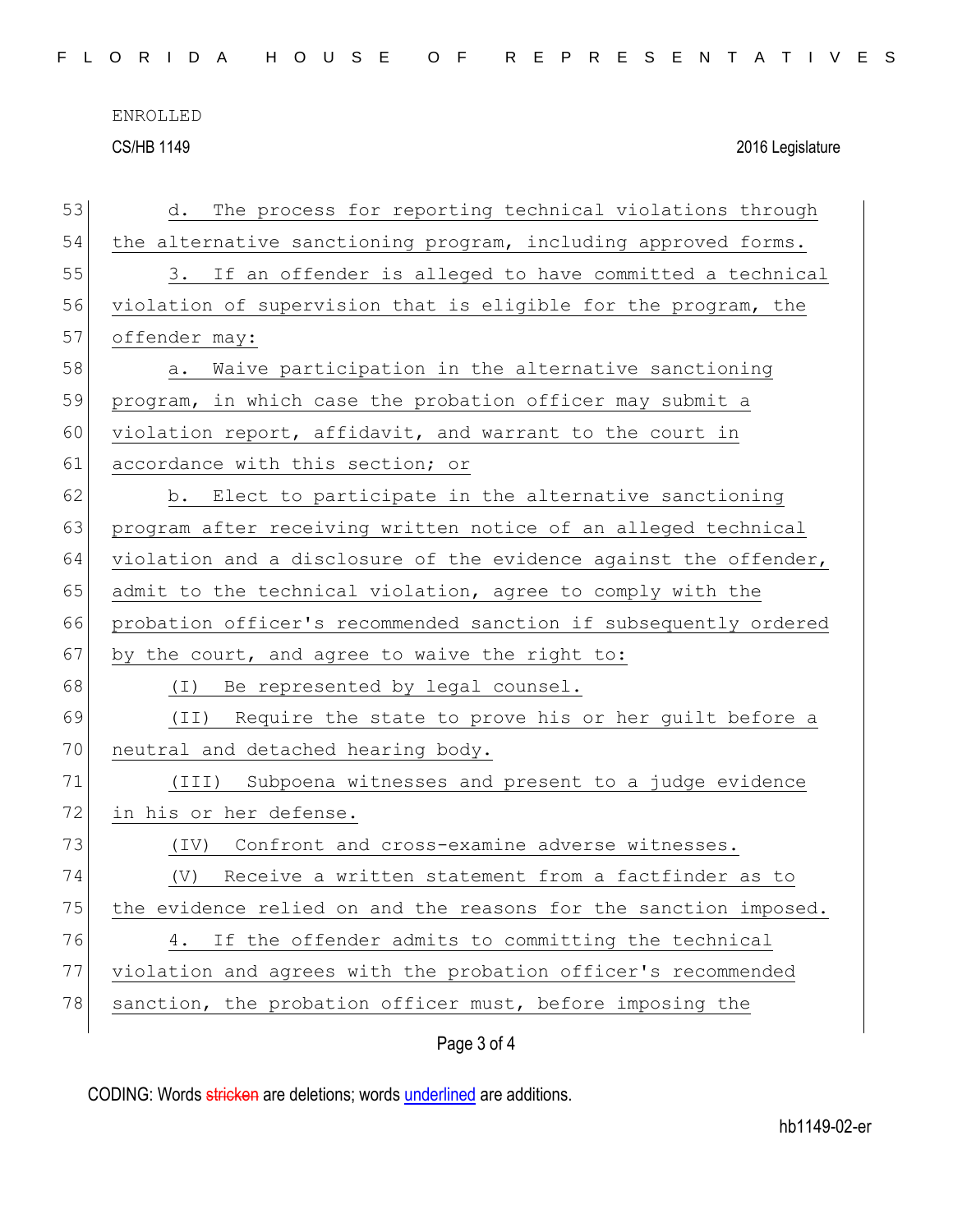d. The process for reporting technical violations through the alternative sanctioning program, including approved forms.

3. If an offender is alleged to have committed a technical violation of supervision that is eligible for the program, the offender may:

a. Waive participation in the alternative sanctioning program, in which case the probation officer may submit a violation report, affidavit, and warrant to the court in accordance with this section; or

b. Elect to participate in the alternative sanctioning program after receiving written notice of an alleged technical violation and a disclosure of the evidence against the offender, admit to the technical violation, agree to comply with the probation officer's recommended sanction if subsequently ordered by the court, and agree to waive the right to:

(I) Be represented by legal counsel.

(II) Require the state to prove his or her guilt before a neutral and detached hearing body.

(III) Subpoena witnesses and present to a judge evidence in his or her defense.

(IV) Confront and cross-examine adverse witnesses.

(V) Receive a written statement from a factfinder as to the evidence relied on and the reasons for the sanction imposed.

4. If the offender admits to committing the technical violation and agrees with the probation officer's recommended sanction, the probation officer must, before imposing the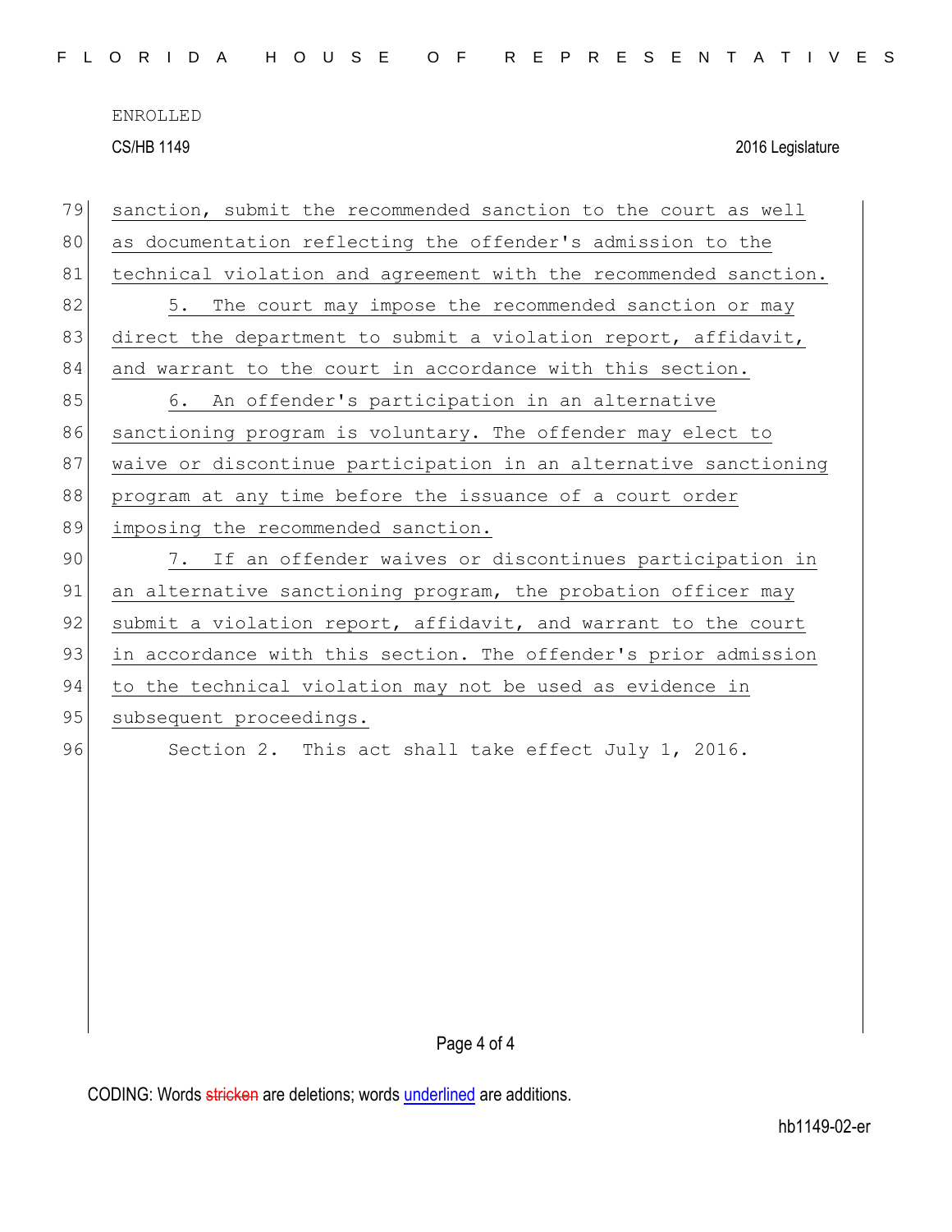ENROLLED

CS/HB 1149 2016 Legislature

79 sanction, submit the recommended sanction to the court as well
80 as documentation reflecting the offender's admission to the
81 technical violation and agreement with the recommended sanction.
82 5. The court may impose the recommended sanction or may
83 direct the department to submit a violation report, affidavit,
84 and warrant to the court in accordance with this section.
85 6. An offender's participation in an alternative
86 sanctioning program is voluntary. The offender may elect to
87 waive or discontinue participation in an alternative sanctioning
88 program at any time before the issuance of a court order
89 imposing the recommended sanction.
90 7. If an offender waives or discontinues participation in
91 an alternative sanctioning program, the probation officer may
92 submit a violation report, affidavit, and warrant to the court
93 in accordance with this section. The offender's prior admission
94 to the technical violation may not be used as evidence in
95 subsequent proceedings.
96 Section 2. This act shall take effect July 1, 2016.

CODING: Words stricken are deletions; words underlined are additions.

hb1149-02-er